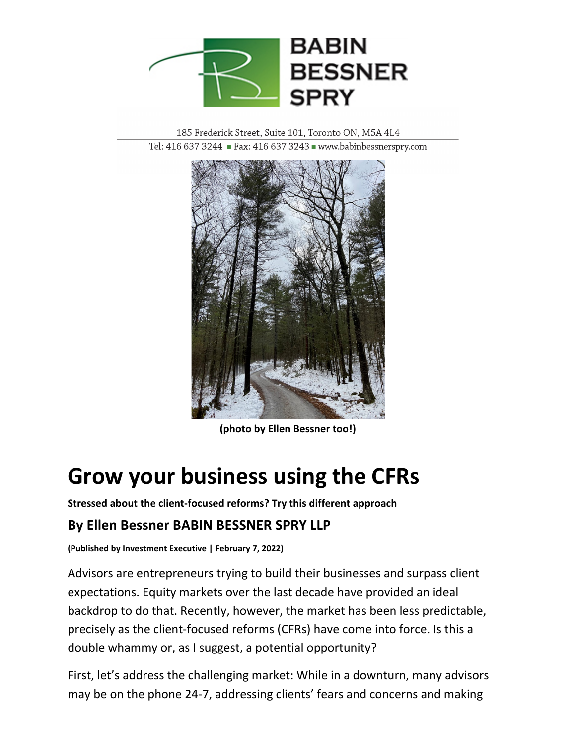185 Frederick Street, Suite 101, Toronto ON, M5A 4L4

Tel: 416 637 3244 ■ Fax: 416 637 3243 ■ www.babinbessnerspry.com

**(photo by Ellen Bessner too!)**

# Grow your business using the CFRs

**Stressed about the client-focused reforms? Try this different approach**

### By Ellen Bessner BABIN BESSNER SPRY LLP

**(Published by Investment Executive | February 7, 2022)**

Advisors are entrepreneurs trying to build their businesses and surpass client expectations. Equity markets over the last decade have provided an ideal backdrop to do that. Recently, however, the market has been less predictable, precisely as the client-focused reforms (CFRs) have come into force. Is this a double whammy or, as I suggest, a potential opportunity?

First, let's address the challenging market: While in a downturn, many advisors may be on the phone 24-7, addressing clients' fears and concerns and making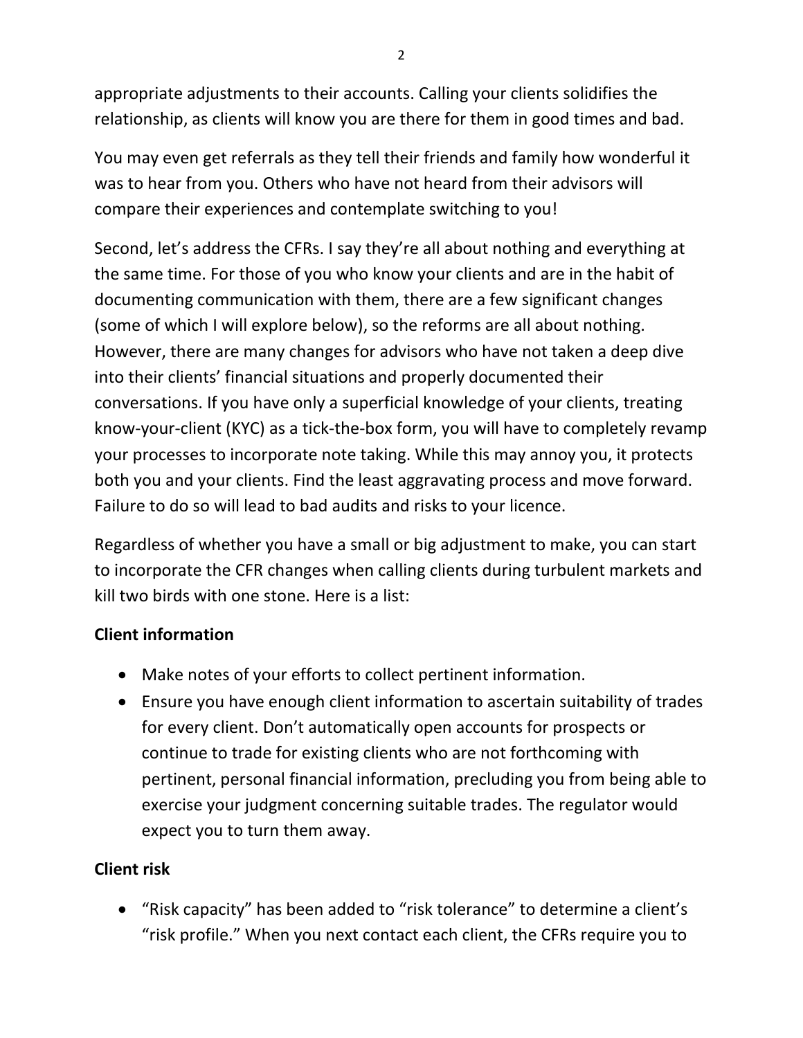appropriate adjustments to their accounts. Calling your clients solidifies the relationship, as clients will know you are there for them in good times and bad.

You may even get referrals as they tell their friends and family how wonderful it was to hear from you. Others who have not heard from their advisors will compare their experiences and contemplate switching to you!

Second, let's address the CFRs. I say they're all about nothing and everything at the same time. For those of you who know your clients and are in the habit of documenting communication with them, there are a few significant changes (some of which I will explore below), so the reforms are all about nothing. However, there are many changes for advisors who have not taken a deep dive into their clients' financial situations and properly documented their conversations. If you have only a superficial knowledge of your clients, treating know-your-client (KYC) as a tick-the-box form, you will have to completely revamp your processes to incorporate note taking. While this may annoy you, it protects both you and your clients. Find the least aggravating process and move forward. Failure to do so will lead to bad audits and risks to your licence.

Regardless of whether you have a small or big adjustment to make, you can start to incorporate the CFR changes when calling clients during turbulent markets and kill two birds with one stone. Here is a list:

**Client information**

- Make notes of your efforts to collect pertinent information.
- Ensure you have enough client information to ascertain suitability of trades for every client. Don't automatically open accounts for prospects or continue to trade for existing clients who are not forthcoming with pertinent, personal financial information, precluding you from being able to exercise your judgment concerning suitable trades. The regulator would expect you to turn them away.

**Client risk**

- "Risk capacity" has been added to "risk tolerance" to determine a client's "risk profile." When you next contact each client, the CFRs require you to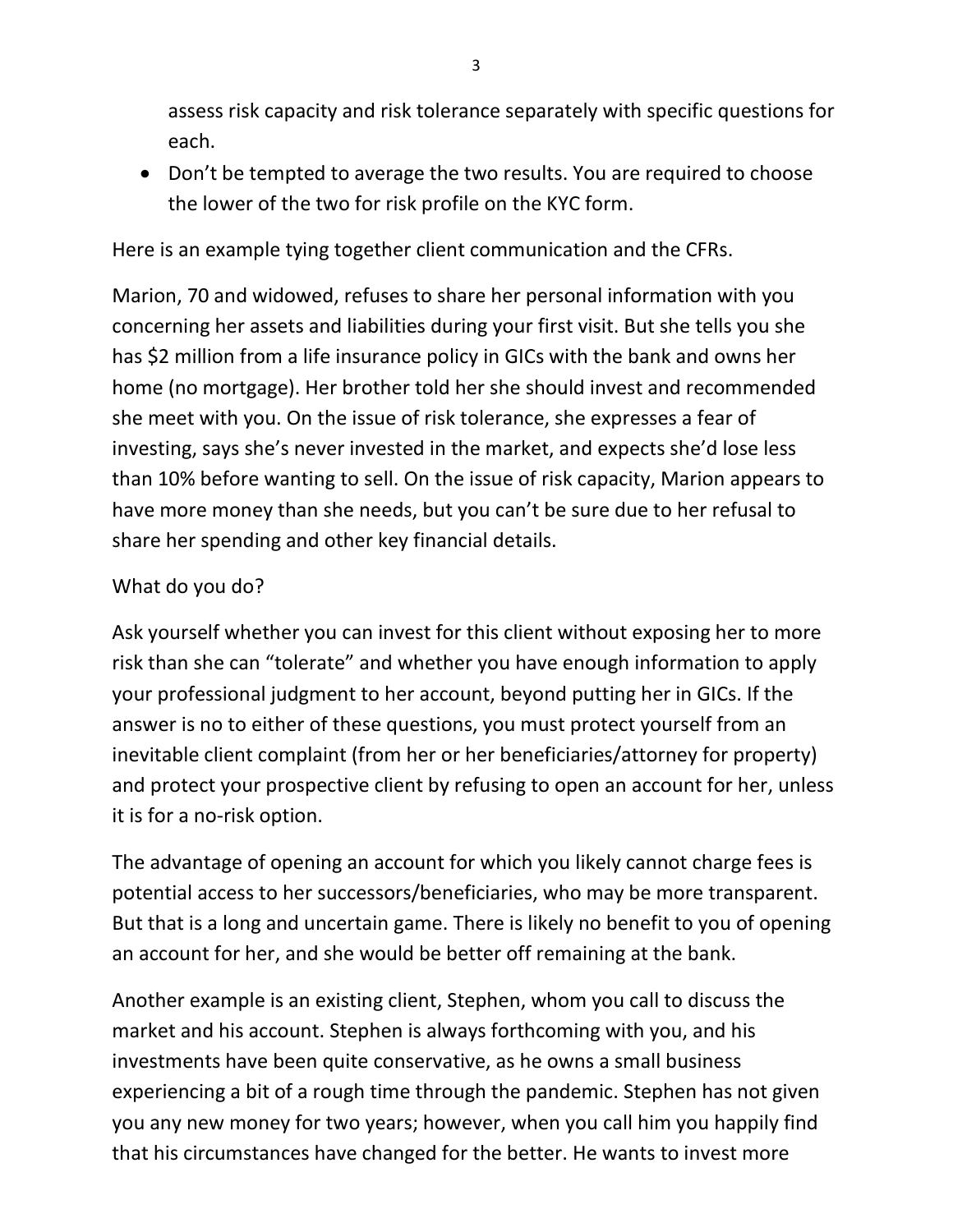assess risk capacity and risk tolerance separately with specific questions for each.

- Don't be tempted to average the two results. You are required to choose the lower of the two for risk profile on the KYC form.

Here is an example tying together client communication and the CFRs.

Marion, 70 and widowed, refuses to share her personal information with you concerning her assets and liabilities during your first visit. But she tells you she has $2 million from a life insurance policy in GICs with the bank and owns her home (no mortgage). Her brother told her she should invest and recommended she meet with you. On the issue of risk tolerance, she expresses a fear of investing, says she's never invested in the market, and expects she'd lose less than 10% before wanting to sell. On the issue of risk capacity, Marion appears to have more money than she needs, but you can't be sure due to her refusal to share her spending and other key financial details.

What do you do?

Ask yourself whether you can invest for this client without exposing her to more risk than she can "tolerate" and whether you have enough information to apply your professional judgment to her account, beyond putting her in GICs. If the answer is no to either of these questions, you must protect yourself from an inevitable client complaint (from her or her beneficiaries/attorney for property) and protect your prospective client by refusing to open an account for her, unless it is for a no-risk option.

The advantage of opening an account for which you likely cannot charge fees is potential access to her successors/beneficiaries, who may be more transparent. But that is a long and uncertain game. There is likely no benefit to you of opening an account for her, and she would be better off remaining at the bank.

Another example is an existing client, Stephen, whom you call to discuss the market and his account. Stephen is always forthcoming with you, and his investments have been quite conservative, as he owns a small business experiencing a bit of a rough time through the pandemic. Stephen has not given you any new money for two years; however, when you call him you happily find that his circumstances have changed for the better. He wants to invest more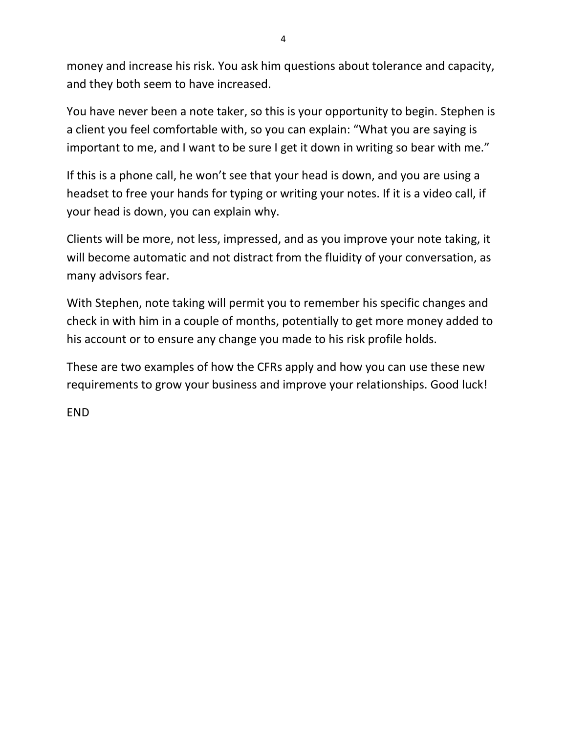money and increase his risk. You ask him questions about tolerance and capacity, and they both seem to have increased.

You have never been a note taker, so this is your opportunity to begin. Stephen is a client you feel comfortable with, so you can explain: "What you are saying is important to me, and I want to be sure I get it down in writing so bear with me."

If this is a phone call, he won't see that your head is down, and you are using a headset to free your hands for typing or writing your notes. If it is a video call, if your head is down, you can explain why.

Clients will be more, not less, impressed, and as you improve your note taking, it will become automatic and not distract from the fluidity of your conversation, as many advisors fear.

With Stephen, note taking will permit you to remember his specific changes and check in with him in a couple of months, potentially to get more money added to his account or to ensure any change you made to his risk profile holds.

These are two examples of how the CFRs apply and how you can use these new requirements to grow your business and improve your relationships. Good luck!

END